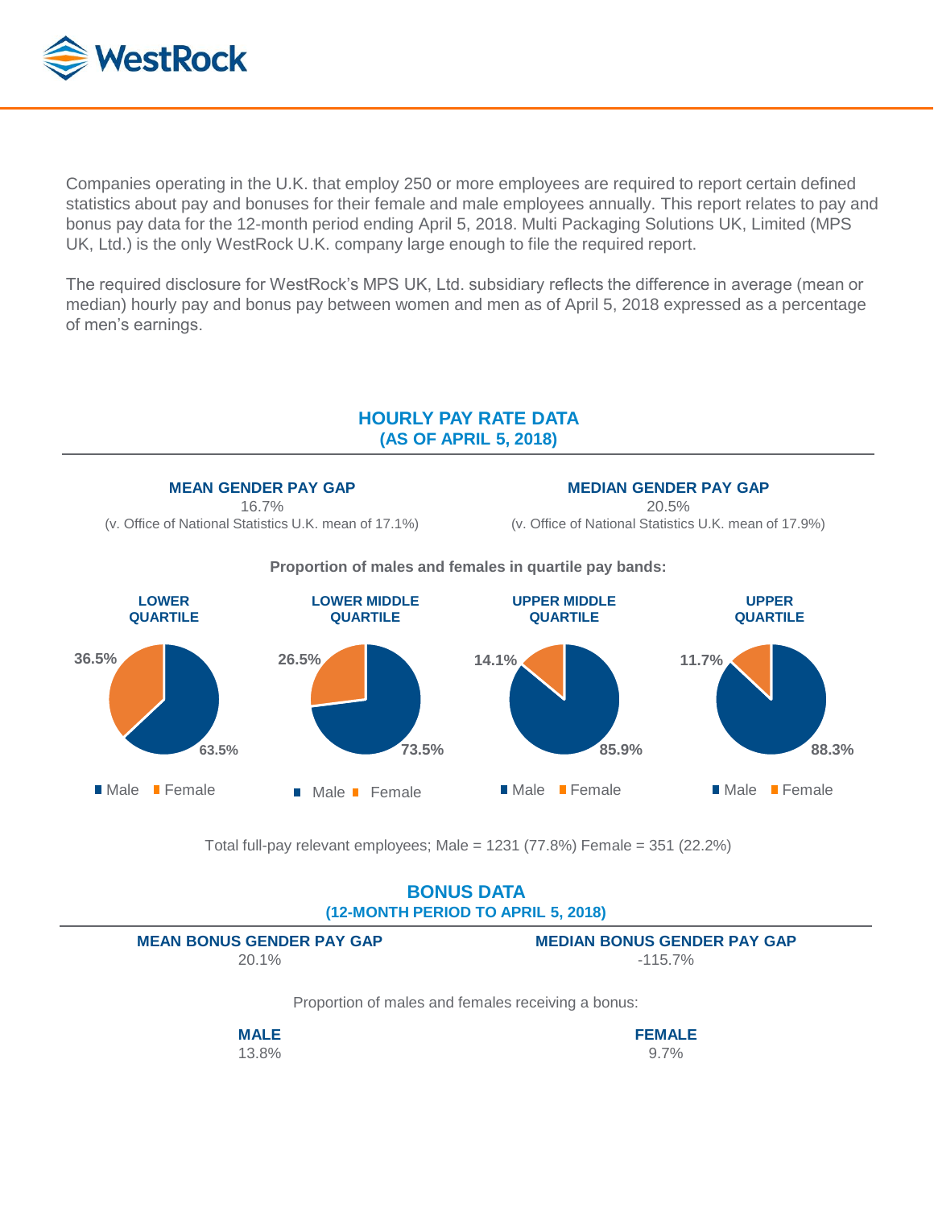WestRock

Companies operating in the U.K. that employ 250 or more employees are required to report certain defined statistics about pay and bonuses for their female and male employees annually. This report relates to pay and bonus pay data for the 12-month period ending April 5, 2018. Multi Packaging Solutions UK, Limited (MPS UK, Ltd.) is the only WestRock U.K. company large enough to file the required report.

The required disclosure for WestRock's MPS UK, Ltd. subsidiary reflects the difference in average (mean or median) hourly pay and bonus pay between women and men as of April 5, 2018 expressed as a percentage of men's earnings.

## HOURLY PAY RATE DATA
### (AS OF APRIL 5, 2018)

**MEAN GENDER PAY GAP**
16.7%
(v. Office of National Statistics U.K. mean of 17.1%)

**MEDIAN GENDER PAY GAP**
20.5%
(v. Office of National Statistics U.K. mean of 17.9%)

**Proportion of males and females in quartile pay bands:**

| Quartile | Male | Female |
|---|---|---|
| LOWER QUARTILE | 63.5% | 36.5% |
| LOWER MIDDLE QUARTILE | 73.5% | 26.5% |
| UPPER MIDDLE QUARTILE | 85.9% | 14.1% |
| UPPER QUARTILE | 88.3% | 11.7% |

Total full-pay relevant employees; Male = 1231 (77.8%) Female = 351 (22.2%)

## BONUS DATA
### (12-MONTH PERIOD TO APRIL 5, 2018)

**MEAN BONUS GENDER PAY GAP**
20.1%

**MEDIAN BONUS GENDER PAY GAP**
-115.7%

Proportion of males and females receiving a bonus:

**MALE**
13.8%

**FEMALE**
9.7%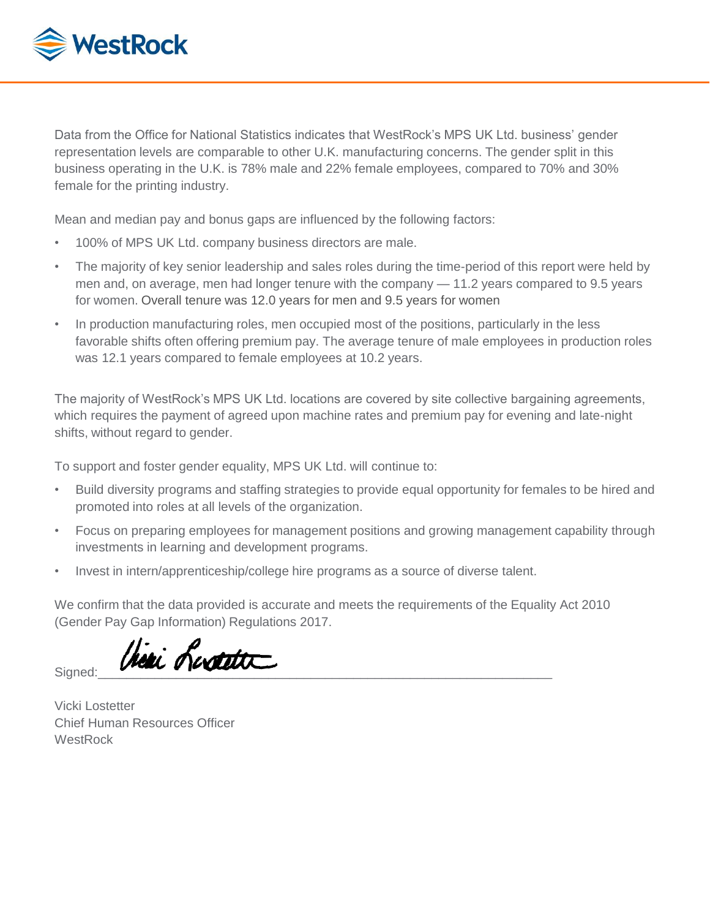Data from the Office for National Statistics indicates that WestRock's MPS UK Ltd. business' gender representation levels are comparable to other U.K. manufacturing concerns. The gender split in this business operating in the U.K. is 78% male and 22% female employees, compared to 70% and 30% female for the printing industry.

Mean and median pay and bonus gaps are influenced by the following factors:

- 100% of MPS UK Ltd. company business directors are male.
- The majority of key senior leadership and sales roles during the time-period of this report were held by men and, on average, men had longer tenure with the company — 11.2 years compared to 9.5 years for women. Overall tenure was 12.0 years for men and 9.5 years for women
- In production manufacturing roles, men occupied most of the positions, particularly in the less favorable shifts often offering premium pay. The average tenure of male employees in production roles was 12.1 years compared to female employees at 10.2 years.

The majority of WestRock's MPS UK Ltd. locations are covered by site collective bargaining agreements, which requires the payment of agreed upon machine rates and premium pay for evening and late-night shifts, without regard to gender.

To support and foster gender equality, MPS UK Ltd. will continue to:

- Build diversity programs and staffing strategies to provide equal opportunity for females to be hired and promoted into roles at all levels of the organization.
- Focus on preparing employees for management positions and growing management capability through investments in learning and development programs.
- Invest in intern/apprenticeship/college hire programs as a source of diverse talent.

We confirm that the data provided is accurate and meets the requirements of the Equality Act 2010 (Gender Pay Gap Information) Regulations 2017.

Signed: Vicki Lostetter

Vicki Lostetter
Chief Human Resources Officer
WestRock